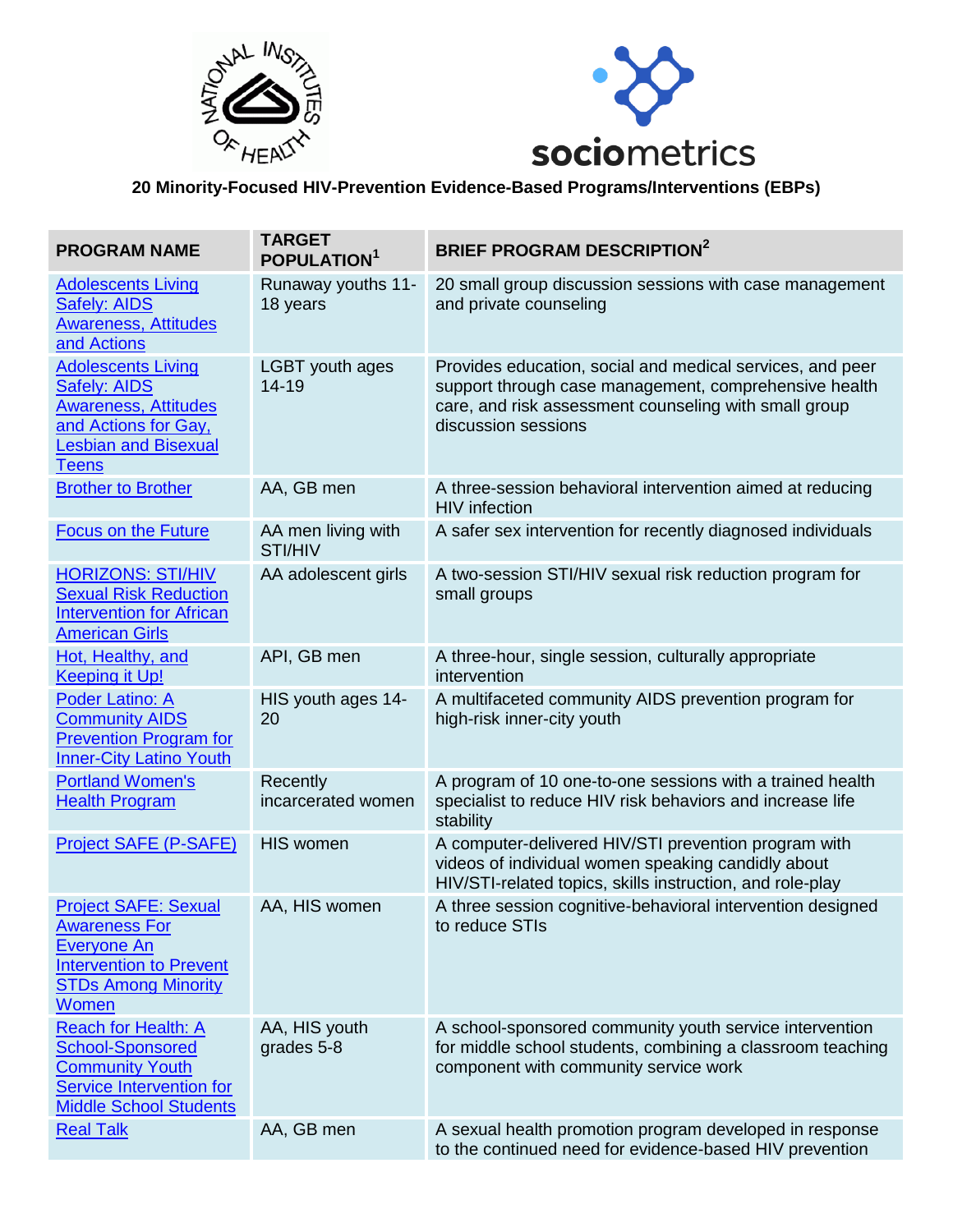**20 Minority-Focused HIV-Prevention Evidence-Based Programs/Interventions (EBPs)**

| PROGRAM NAME | TARGET POPULATION[1] | BRIEF PROGRAM DESCRIPTION[2] |
|---|---|---|
| Adolescents Living Safely: AIDS Awareness, Attitudes and Actions | Runaway youths 11-18 years | 20 small group discussion sessions with case management and private counseling |
| Adolescents Living Safely: AIDS Awareness, Attitudes and Actions for Gay, Lesbian and Bisexual Teens | LGBT youth ages 14-19 | Provides education, social and medical services, and peer support through case management, comprehensive health care, and risk assessment counseling with small group discussion sessions |
| Brother to Brother | AA, GB men | A three-session behavioral intervention aimed at reducing HIV infection |
| Focus on the Future | AA men living with STI/HIV | A safer sex intervention for recently diagnosed individuals |
| HORIZONS: STI/HIV Sexual Risk Reduction Intervention for African American Girls | AA adolescent girls | A two-session STI/HIV sexual risk reduction program for small groups |
| Hot, Healthy, and Keeping it Up! | API, GB men | A three-hour, single session, culturally appropriate intervention |
| Poder Latino: A Community AIDS Prevention Program for Inner-City Latino Youth | HIS youth ages 14-20 | A multifaceted community AIDS prevention program for high-risk inner-city youth |
| Portland Women's Health Program | Recently incarcerated women | A program of 10 one-to-one sessions with a trained health specialist to reduce HIV risk behaviors and increase life stability |
| Project SAFE (P-SAFE) | HIS women | A computer-delivered HIV/STI prevention program with videos of individual women speaking candidly about HIV/STI-related topics, skills instruction, and role-play |
| Project SAFE: Sexual Awareness For Everyone An Intervention to Prevent STDs Among Minority Women | AA, HIS women | A three session cognitive-behavioral intervention designed to reduce STIs |
| Reach for Health: A School-Sponsored Community Youth Service Intervention for Middle School Students | AA, HIS youth grades 5-8 | A school-sponsored community youth service intervention for middle school students, combining a classroom teaching component with community service work |
| Real Talk | AA, GB men | A sexual health promotion program developed in response to the continued need for evidence-based HIV prevention |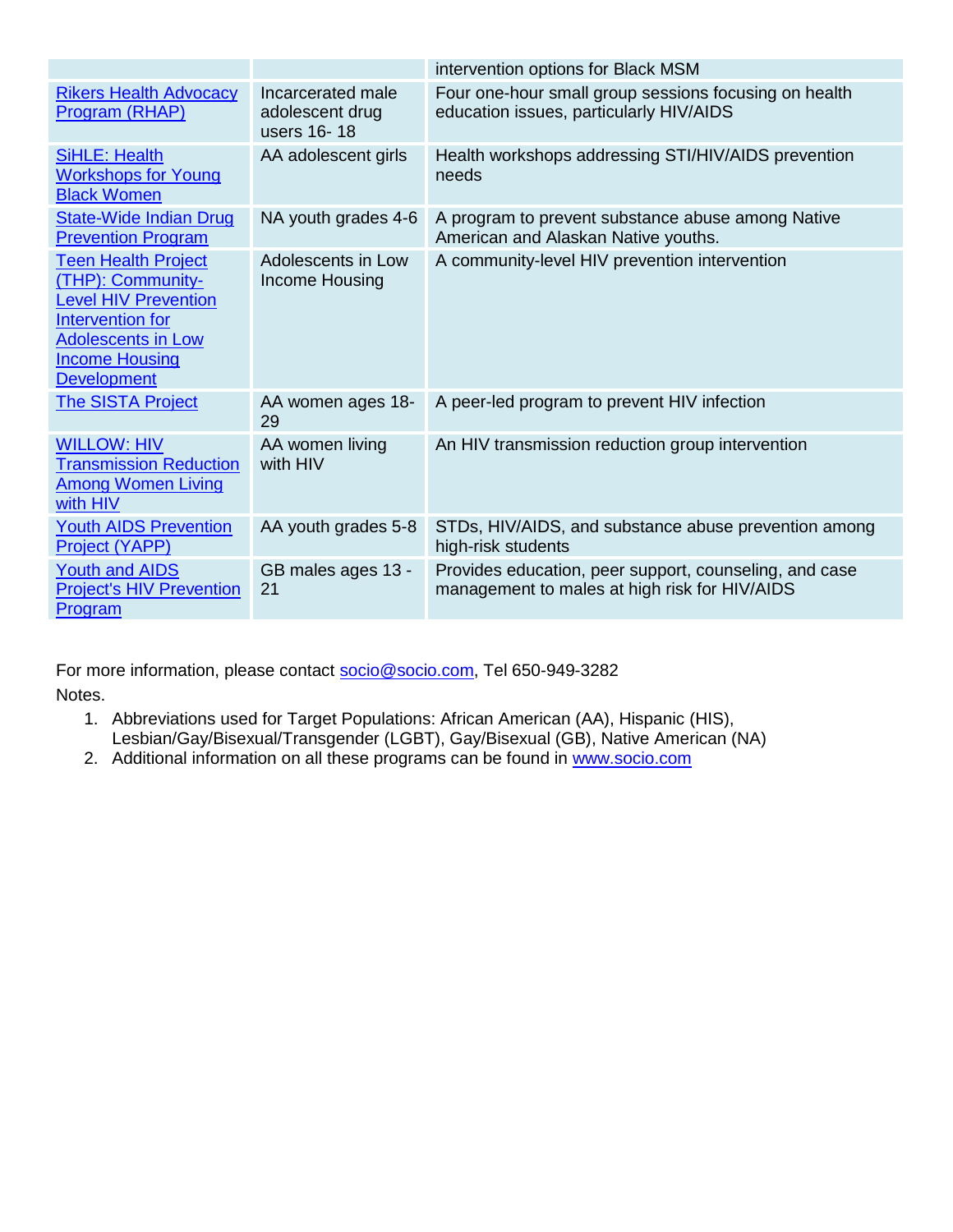| | | |
|---|---|---|
| | | intervention options for Black MSM |
| Rikers Health Advocacy Program (RHAP) | Incarcerated male adolescent drug users 16- 18 | Four one-hour small group sessions focusing on health education issues, particularly HIV/AIDS |
| SiHLE: Health Workshops for Young Black Women | AA adolescent girls | Health workshops addressing STI/HIV/AIDS prevention needs |
| State-Wide Indian Drug Prevention Program | NA youth grades 4-6 | A program to prevent substance abuse among Native American and Alaskan Native youths. |
| Teen Health Project (THP): Community-Level HIV Prevention Intervention for Adolescents in Low Income Housing Development | Adolescents in Low Income Housing | A community-level HIV prevention intervention |
| The SISTA Project | AA women ages 18-29 | A peer-led program to prevent HIV infection |
| WILLOW: HIV Transmission Reduction Among Women Living with HIV | AA women living with HIV | An HIV transmission reduction group intervention |
| Youth AIDS Prevention Project (YAPP) | AA youth grades 5-8 | STDs, HIV/AIDS, and substance abuse prevention among high-risk students |
| Youth and AIDS Project's HIV Prevention Program | GB males ages 13 - 21 | Provides education, peer support, counseling, and case management to males at high risk for HIV/AIDS |

For more information, please contact socio@socio.com, Tel 650-949-3282

Notes.

1. Abbreviations used for Target Populations: African American (AA), Hispanic (HIS), Lesbian/Gay/Bisexual/Transgender (LGBT), Gay/Bisexual (GB), Native American (NA)
2. Additional information on all these programs can be found in www.socio.com